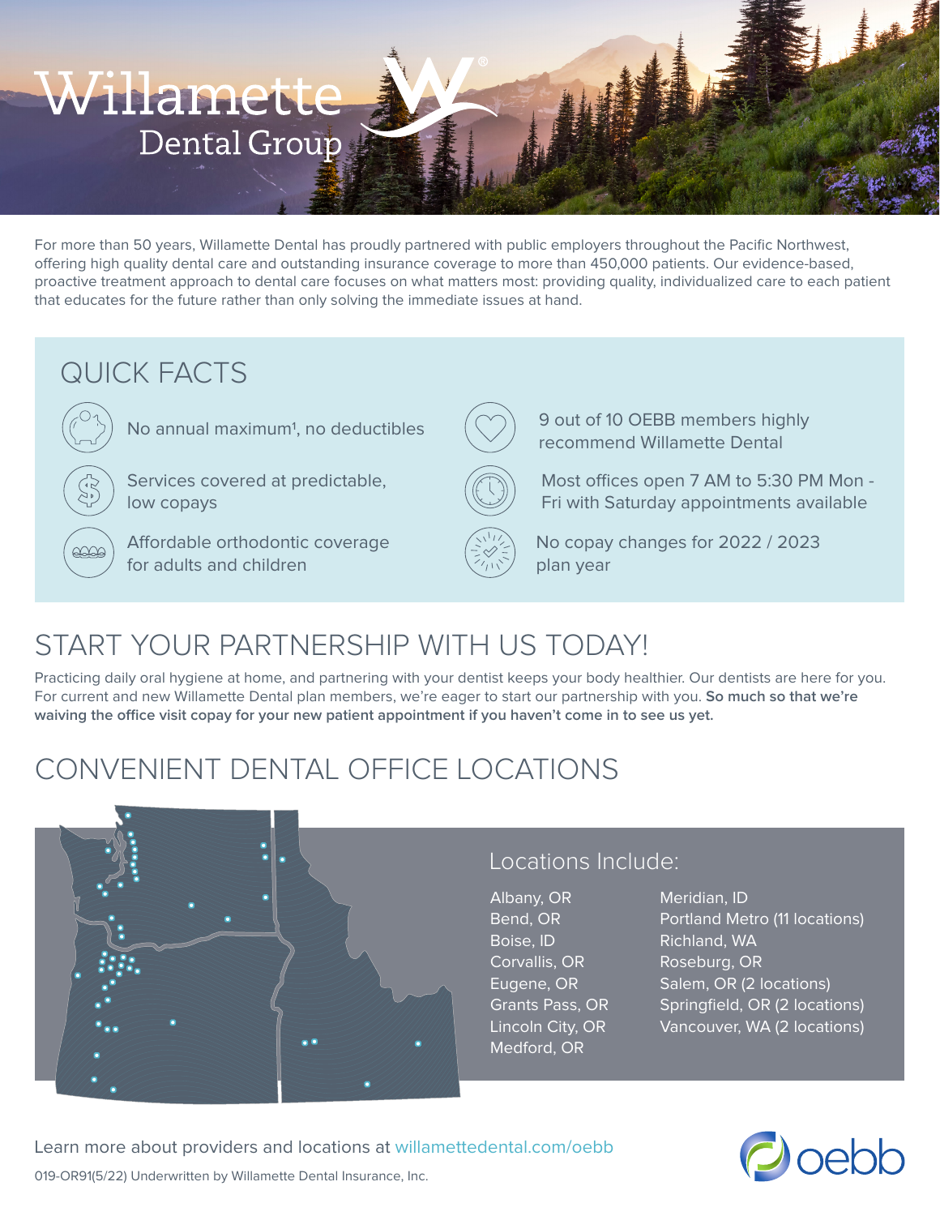# Willamette Dental Group

For more than 50 years, Willamette Dental has proudly partnered with public employers throughout the Pacific Northwest, offering high quality dental care and outstanding insurance coverage to more than 450,000 patients. Our evidence-based, proactive treatment approach to dental care focuses on what matters most: providing quality, individualized care to each patient that educates for the future rather than only solving the immediate issues at hand.

## QUICK FACTS

- No annual maximum[1], no deductibles
- Services covered at predictable, low copays
- Affordable orthodontic coverage for adults and children
- 9 out of 10 OEBB members highly recommend Willamette Dental
- Most offices open 7 AM to 5:30 PM Mon - Fri with Saturday appointments available
- No copay changes for 2022 / 2023 plan year

## START YOUR PARTNERSHIP WITH US TODAY!

Practicing daily oral hygiene at home, and partnering with your dentist keeps your body healthier. Our dentists are here for you. For current and new Willamette Dental plan members, we're eager to start our partnership with you. **So much so that we're waiving the office visit copay for your new patient appointment if you haven't come in to see us yet.**

## CONVENIENT DENTAL OFFICE LOCATIONS

### Locations Include:

- Albany, OR
- Bend, OR
- Boise, ID
- Corvallis, OR
- Eugene, OR
- Grants Pass, OR
- Lincoln City, OR
- Medford, OR
- Meridian, ID
- Portland Metro (11 locations)
- Richland, WA
- Roseburg, OR
- Salem, OR (2 locations)
- Springfield, OR (2 locations)
- Vancouver, WA (2 locations)

Learn more about providers and locations at willamettedental.com/oebb

019-OR91(5/22) Underwritten by Willamette Dental Insurance, Inc.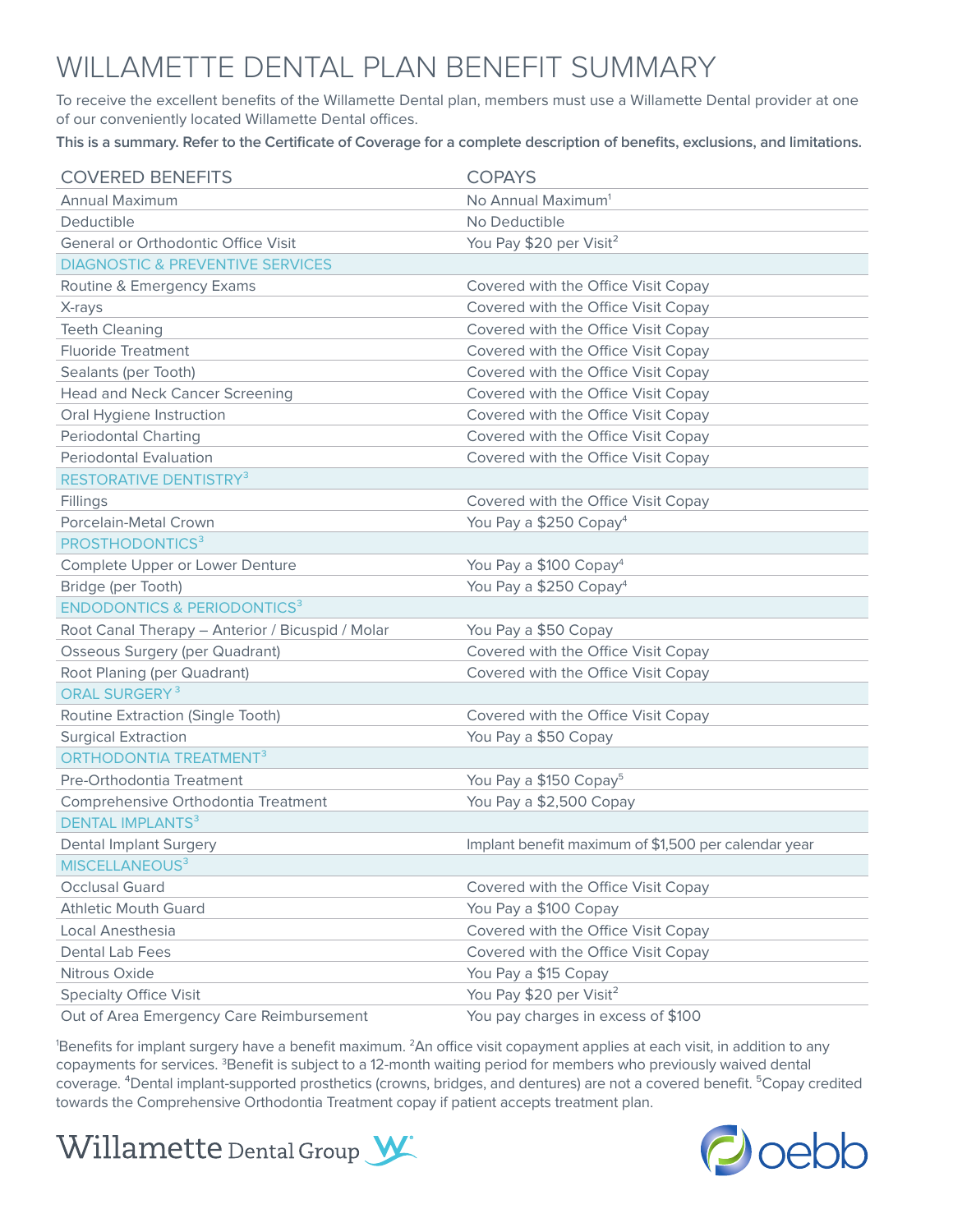# WILLAMETTE DENTAL PLAN BENEFIT SUMMARY

To receive the excellent benefits of the Willamette Dental plan, members must use a Willamette Dental provider at one of our conveniently located Willamette Dental offices.

**This is a summary. Refer to the Certificate of Coverage for a complete description of benefits, exclusions, and limitations.**

| COVERED BENEFITS | COPAYS |
|---|---|
| Annual Maximum | No Annual Maximum[1] |
| Deductible | No Deductible |
| General or Orthodontic Office Visit | You Pay $20 per Visit[2] |
| DIAGNOSTIC & PREVENTIVE SERVICES | |
| Routine & Emergency Exams | Covered with the Office Visit Copay |
| X-rays | Covered with the Office Visit Copay |
| Teeth Cleaning | Covered with the Office Visit Copay |
| Fluoride Treatment | Covered with the Office Visit Copay |
| Sealants (per Tooth) | Covered with the Office Visit Copay |
| Head and Neck Cancer Screening | Covered with the Office Visit Copay |
| Oral Hygiene Instruction | Covered with the Office Visit Copay |
| Periodontal Charting | Covered with the Office Visit Copay |
| Periodontal Evaluation | Covered with the Office Visit Copay |
| RESTORATIVE DENTISTRY[3] | |
| Fillings | Covered with the Office Visit Copay |
| Porcelain-Metal Crown | You Pay a $250 Copay[4] |
| PROSTHODONTICS[3] | |
| Complete Upper or Lower Denture | You Pay a $100 Copay[4] |
| Bridge (per Tooth) | You Pay a $250 Copay[4] |
| ENDODONTICS & PERIODONTICS[3] | |
| Root Canal Therapy – Anterior / Bicuspid / Molar | You Pay a $50 Copay |
| Osseous Surgery (per Quadrant) | Covered with the Office Visit Copay |
| Root Planing (per Quadrant) | Covered with the Office Visit Copay |
| ORAL SURGERY[3] | |
| Routine Extraction (Single Tooth) | Covered with the Office Visit Copay |
| Surgical Extraction | You Pay a $50 Copay |
| ORTHODONTIA TREATMENT[3] | |
| Pre-Orthodontia Treatment | You Pay a $150 Copay[5] |
| Comprehensive Orthodontia Treatment | You Pay a $2,500 Copay |
| DENTAL IMPLANTS[3] | |
| Dental Implant Surgery | Implant benefit maximum of $1,500 per calendar year |
| MISCELLANEOUS[3] | |
| Occlusal Guard | Covered with the Office Visit Copay |
| Athletic Mouth Guard | You Pay a $100 Copay |
| Local Anesthesia | Covered with the Office Visit Copay |
| Dental Lab Fees | Covered with the Office Visit Copay |
| Nitrous Oxide | You Pay a $15 Copay |
| Specialty Office Visit | You Pay $20 per Visit[2] |
| Out of Area Emergency Care Reimbursement | You pay charges in excess of $100 |

[1]Benefits for implant surgery have a benefit maximum. [2]An office visit copayment applies at each visit, in addition to any copayments for services. [3]Benefit is subject to a 12-month waiting period for members who previously waived dental coverage. [4]Dental implant-supported prosthetics (crowns, bridges, and dentures) are not a covered benefit. [5]Copay credited towards the Comprehensive Orthodontia Treatment copay if patient accepts treatment plan.

Willamette Dental Group

oebb